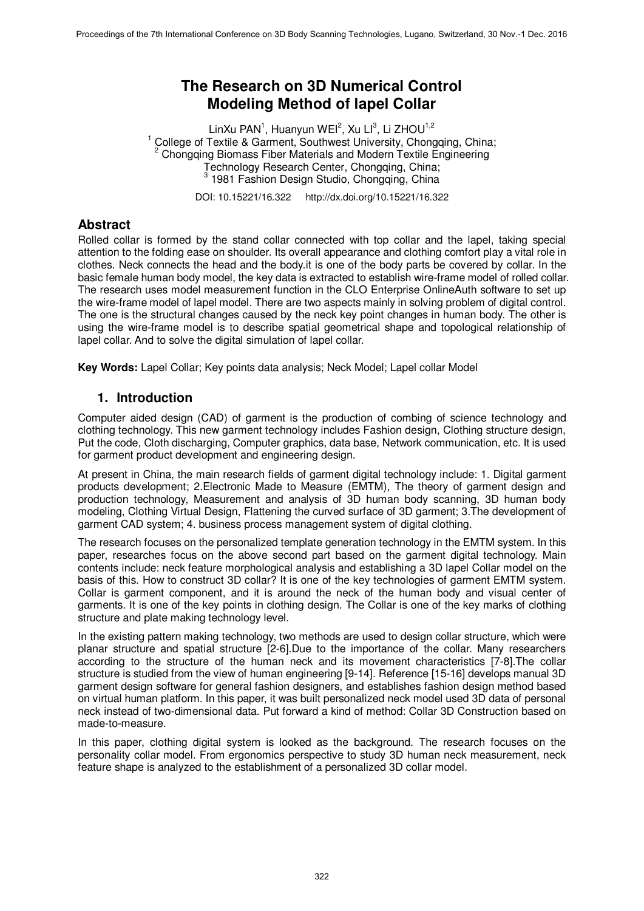# The Research on 3D Numerical Control Modeling Method of lapel Collar

LinXu PAN[1], Huanyun WEI[2], Xu LI[3], Li ZHOU[1,2]

[1] College of Textile & Garment, Southwest University, Chongqing, China;
[2] Chongqing Biomass Fiber Materials and Modern Textile Engineering Technology Research Center, Chongqing, China;
[3] 1981 Fashion Design Studio, Chongqing, China

DOI: 10.15221/16.322 http://dx.doi.org/10.15221/16.322

## Abstract

Rolled collar is formed by the stand collar connected with top collar and the lapel, taking special attention to the folding ease on shoulder. Its overall appearance and clothing comfort play a vital role in clothes. Neck connects the head and the body.it is one of the body parts be covered by collar. In the basic female human body model, the key data is extracted to establish wire-frame model of rolled collar. The research uses model measurement function in the CLO Enterprise OnlineAuth software to set up the wire-frame model of lapel model. There are two aspects mainly in solving problem of digital control. The one is the structural changes caused by the neck key point changes in human body. The other is using the wire-frame model is to describe spatial geometrical shape and topological relationship of lapel collar. And to solve the digital simulation of lapel collar.

**Key Words:** Lapel Collar; Key points data analysis; Neck Model; Lapel collar Model

## 1. Introduction

Computer aided design (CAD) of garment is the production of combing of science technology and clothing technology. This new garment technology includes Fashion design, Clothing structure design, Put the code, Cloth discharging, Computer graphics, data base, Network communication, etc. It is used for garment product development and engineering design.

At present in China, the main research fields of garment digital technology include: 1. Digital garment products development; 2.Electronic Made to Measure (EMTM), The theory of garment design and production technology, Measurement and analysis of 3D human body scanning, 3D human body modeling, Clothing Virtual Design, Flattening the curved surface of 3D garment; 3.The development of garment CAD system; 4. business process management system of digital clothing.

The research focuses on the personalized template generation technology in the EMTM system. In this paper, researches focus on the above second part based on the garment digital technology. Main contents include: neck feature morphological analysis and establishing a 3D lapel Collar model on the basis of this. How to construct 3D collar? It is one of the key technologies of garment EMTM system. Collar is garment component, and it is around the neck of the human body and visual center of garments. It is one of the key points in clothing design. The Collar is one of the key marks of clothing structure and plate making technology level.

In the existing pattern making technology, two methods are used to design collar structure, which were planar structure and spatial structure [2-6].Due to the importance of the collar. Many researchers according to the structure of the human neck and its movement characteristics [7-8].The collar structure is studied from the view of human engineering [9-14]. Reference [15-16] develops manual 3D garment design software for general fashion designers, and establishes fashion design method based on virtual human platform. In this paper, it was built personalized neck model used 3D data of personal neck instead of two-dimensional data. Put forward a kind of method: Collar 3D Construction based on made-to-measure.

In this paper, clothing digital system is looked as the background. The research focuses on the personality collar model. From ergonomics perspective to study 3D human neck measurement, neck feature shape is analyzed to the establishment of a personalized 3D collar model.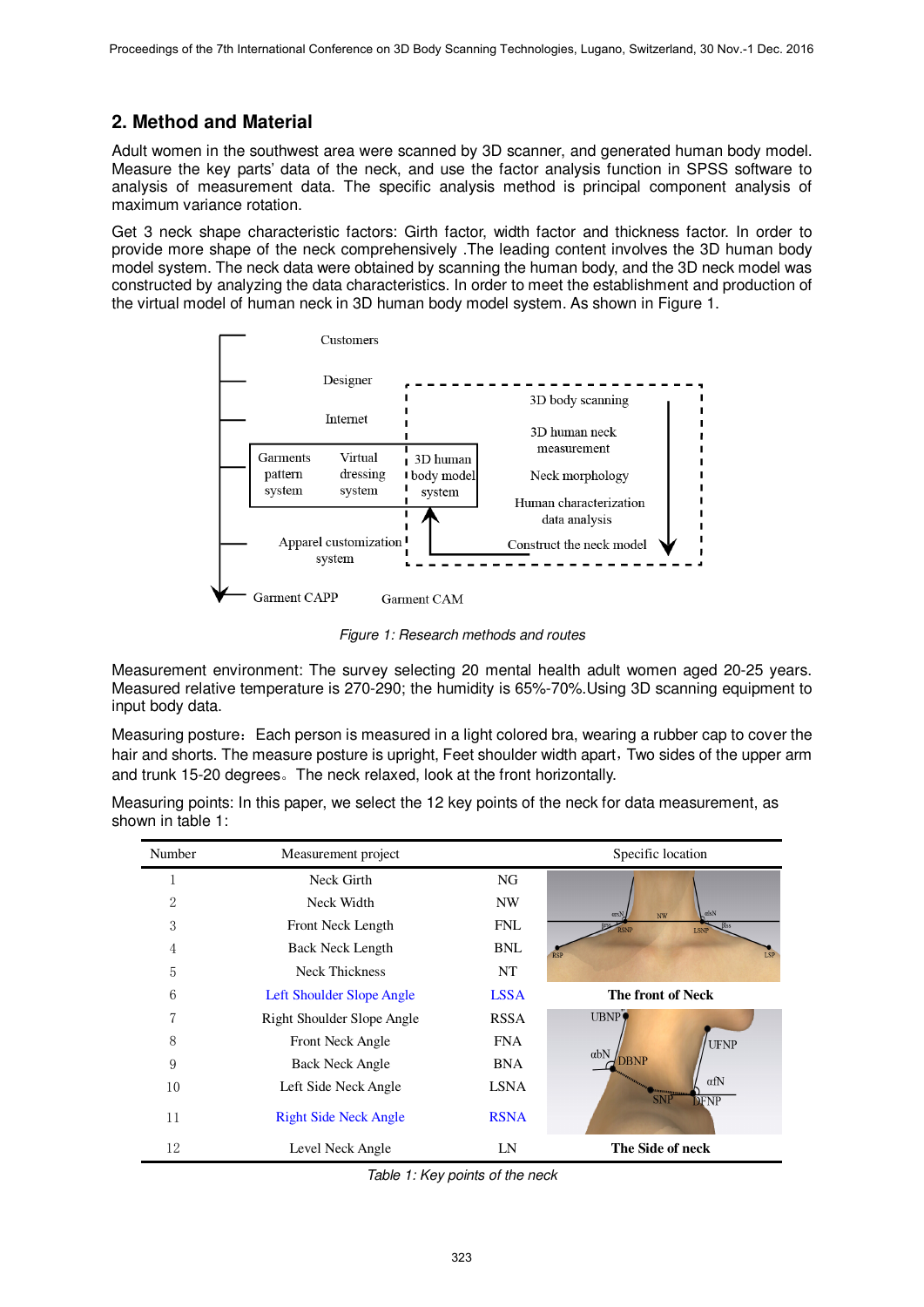## 2. Method and Material

Adult women in the southwest area were scanned by 3D scanner, and generated human body model. Measure the key parts' data of the neck, and use the factor analysis function in SPSS software to analysis of measurement data. The specific analysis method is principal component analysis of maximum variance rotation.

Get 3 neck shape characteristic factors: Girth factor, width factor and thickness factor. In order to provide more shape of the neck comprehensively .The leading content involves the 3D human body model system. The neck data were obtained by scanning the human body, and the 3D neck model was constructed by analyzing the data characteristics. In order to meet the establishment and production of the virtual model of human neck in 3D human body model system. As shown in Figure 1.

Customers

Designer

Internet

Garments pattern system | Virtual dressing system | 3D human body model system

Apparel customization system

Garment CAPP | Garment CAM

3D body scanning → 3D human neck measurement → Neck morphology → Human characterization data analysis → Construct the neck model

*Figure 1: Research methods and routes*

Measurement environment: The survey selecting 20 mental health adult women aged 20-25 years. Measured relative temperature is 270-290; the humidity is 65%-70%.Using 3D scanning equipment to input body data.

Measuring posture：Each person is measured in a light colored bra, wearing a rubber cap to cover the hair and shorts. The measure posture is upright, Feet shoulder width apart，Two sides of the upper arm and trunk 15-20 degrees。The neck relaxed, look at the front horizontally.

Measuring points: In this paper, we select the 12 key points of the neck for data measurement, as shown in table 1:

| Number | Measurement project | | Specific location |
|---|---|---|---|
| 1 | Neck Girth | NG | |
| 2 | Neck Width | NW | |
| 3 | Front Neck Length | FNL | |
| 4 | Back Neck Length | BNL | |
| 5 | Neck Thickness | NT | |
| 6 | Left Shoulder Slope Angle | LSSA | **The front of Neck** |
| 7 | Right Shoulder Slope Angle | RSSA | |
| 8 | Front Neck Angle | FNA | |
| 9 | Back Neck Angle | BNA | |
| 10 | Left Side Neck Angle | LSNA | |
| 11 | Right Side Neck Angle | RSNA | |
| 12 | Level Neck Angle | LN | **The Side of neck** |

*Table 1: Key points of the neck*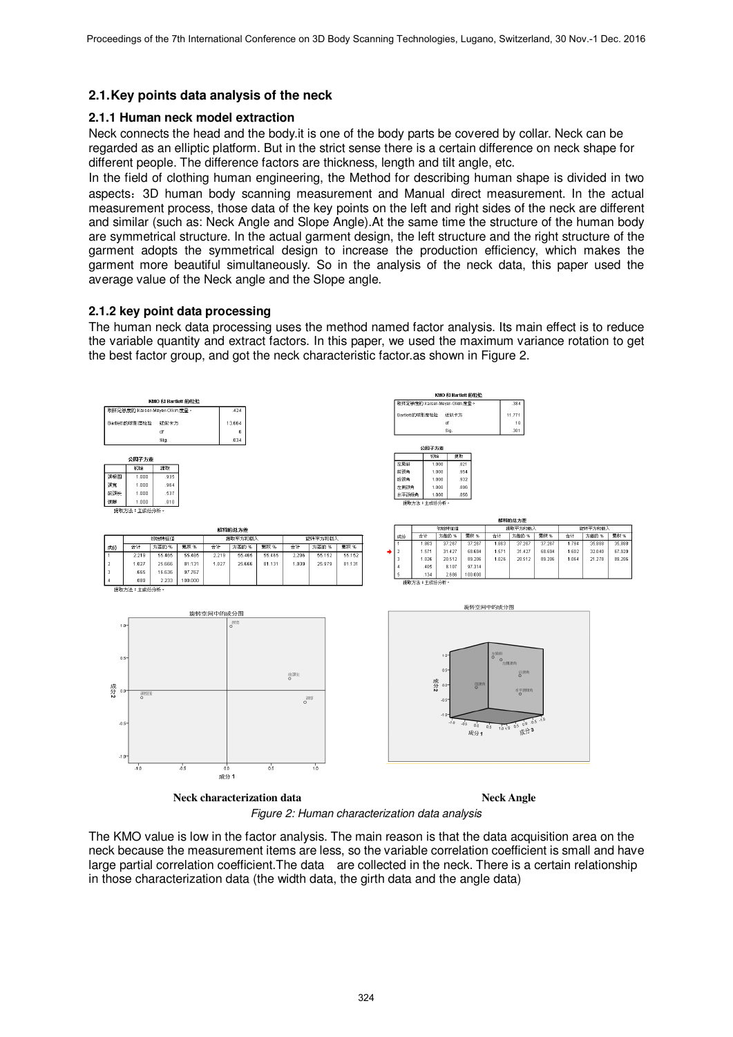## 2.1. Key points data analysis of the neck

### 2.1.1 Human neck model extraction

Neck connects the head and the body.it is one of the body parts be covered by collar. Neck can be regarded as an elliptic platform. But in the strict sense there is a certain difference on neck shape for different people. The difference factors are thickness, length and tilt angle, etc.

In the field of clothing human engineering, the Method for describing human shape is divided in two aspects：3D human body scanning measurement and Manual direct measurement. In the actual measurement process, those data of the key points on the left and right sides of the neck are different and similar (such as: Neck Angle and Slope Angle).At the same time the structure of the human body are symmetrical structure. In the actual garment design, the left structure and the right structure of the garment adopts the symmetrical design to increase the production efficiency, which makes the garment more beautiful simultaneously. So in the analysis of the neck data, this paper used the average value of the Neck angle and the Slope angle.

### 2.1.2 key point data processing

The human neck data processing uses the method named factor analysis. Its main effect is to reduce the variable quantity and extract factors. In this paper, we used the maximum variance rotation to get the best factor group, and got the neck characteristic factor.as shown in Figure 2.

KMO 和 Bartlett 的检验

| | | |
|---|---|---|
| 取样足够度的 Kaiser-Meyer-Olkin 度量。 | | .424 |
| Bartlett 的球形度检验 | 近似卡方 | 13.664 |
| | df | 6 |
| | Sig. | .034 |

公因子方差

| | 初始 | 提取 |
|---|---|---|
| 颈根围 | 1.000 | .935 |
| 颈宽 | 1.000 | .964 |
| 前颈长 | 1.000 | .537 |
| 颈厚 | 1.000 | .810 |

提取方法：主成份分析。

解释的总方差

| 成份 | 初始特征值 | | | 提取平方和载入 | | | 旋转平方和载入 | | |
|---|---|---|---|---|---|---|---|---|---|
| | 合计 | 方差的 % | 累积 % | 合计 | 方差的 % | 累积 % | 合计 | 方差的 % | 累积 % |
| 1 | 2.219 | 55.465 | 55.465 | 2.219 | 55.465 | 55.465 | 2.206 | 55.152 | 55.152 |
| 2 | 1.027 | 25.666 | 81.131 | 1.027 | 25.666 | 81.131 | 1.039 | 25.979 | 81.131 |
| 3 | .665 | 16.636 | 97.767 | | | | | | |
| 4 | .089 | 2.233 | 100.000 | | | | | | |

提取方法：主成份分析。

KMO 和 Bartlett 的检验

| | | |
|---|---|---|
| 取样足够度的 Kaiser-Meyer-Olkin 度量。 | | .384 |
| Bartlett 的球形度检验 | 近似卡方 | 11.771 |
| | df | 10 |
| | Sig. | .301 |

公因子方差

| | 初始 | 提取 |
|---|---|---|
| 左肩斜 | 1.000 | .821 |
| 前颈角 | 1.000 | .954 |
| 后颈角 | 1.000 | .932 |
| 左侧颈角 | 1.000 | .895 |
| 水平颈肩角 | 1.000 | .859 |

提取方法：主成份分析。

解释的总方差

| 成份 | 初始特征值 | | | 提取平方和载入 | | | 旋转平方和载入 | | |
|---|---|---|---|---|---|---|---|---|---|
| | 合计 | 方差的 % | 累积 % | 合计 | 方差的 % | 累积 % | 合计 | 方差的 % | 累积 % |
| 1 | 1.863 | 37.267 | 37.267 | 1.863 | 37.267 | 37.267 | 1.794 | 35.889 | 35.889 |
| 2 | 1.571 | 31.427 | 68.694 | 1.571 | 31.427 | 68.694 | 1.602 | 32.040 | 67.929 |
| 3 | 1.026 | 20.512 | 89.206 | 1.026 | 20.512 | 89.206 | 1.064 | 21.278 | 89.206 |
| 4 | .405 | 8.107 | 97.314 | | | | | | |
| 5 | .134 | 2.686 | 100.000 | | | | | | |

提取方法：主成份分析。

旋转空间中的成分图

**Neck characterization data** **Neck Angle**

*Figure 2: Human characterization data analysis*

The KMO value is low in the factor analysis. The main reason is that the data acquisition area on the neck because the measurement items are less, so the variable correlation coefficient is small and have large partial correlation coefficient.The data are collected in the neck. There is a certain relationship in those characterization data (the width data, the girth data and the angle data)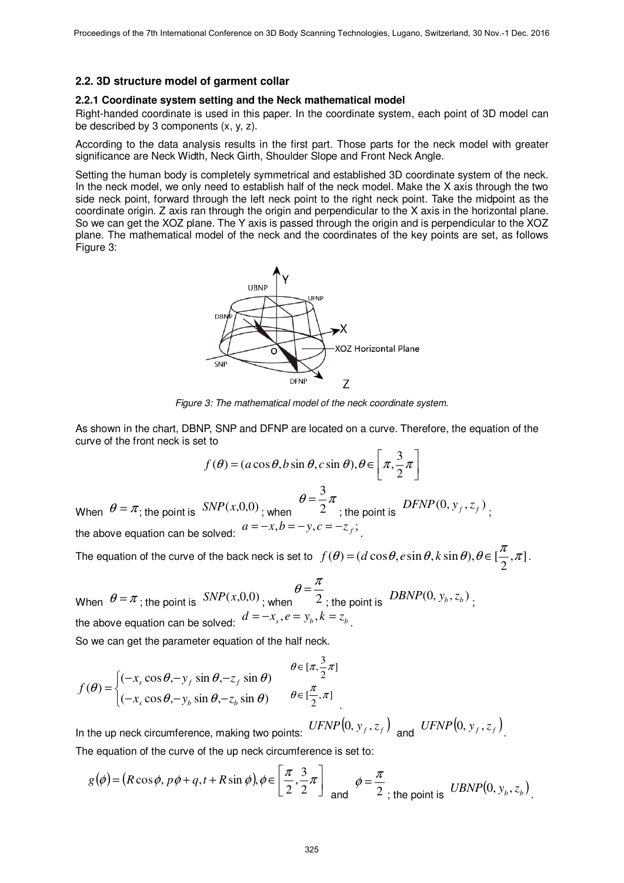### 2.2. 3D structure model of garment collar

#### 2.2.1 Coordinate system setting and the Neck mathematical model

Right-handed coordinate is used in this paper. In the coordinate system, each point of 3D model can be described by 3 components (x, y, z).

According to the data analysis results in the first part. Those parts for the neck model with greater significance are Neck Width, Neck Girth, Shoulder Slope and Front Neck Angle.

Setting the human body is completely symmetrical and established 3D coordinate system of the neck. In the neck model, we only need to establish half of the neck model. Make the X axis through the two side neck point, forward through the left neck point to the right neck point. Take the midpoint as the coordinate origin. Z axis ran through the origin and perpendicular to the X axis in the horizontal plane. So we can get the XOZ plane. The Y axis is passed through the origin and is perpendicular to the XOZ plane. The mathematical model of the neck and the coordinates of the key points are set, as follows Figure 3:

*Figure 3: The mathematical model of the neck coordinate system.*

As shown in the chart, DBNP, SNP and DFNP are located on a curve. Therefore, the equation of the curve of the front neck is set to

$$f(\theta) = (a\cos\theta, b\sin\theta, c\sin\theta), \theta \in \left[\pi, \frac{3}{2}\pi\right]$$

When $\theta = \pi$; the point is $SNP(x,0,0)$; when $\theta = \frac{3}{2}\pi$; the point is $DFNP(0, y_f, z_f)$; the above equation can be solved: $a = -x, b = -y, c = -z_f$;.

The equation of the curve of the back neck is set to $f(\theta) = (d\cos\theta, e\sin\theta, k\sin\theta), \theta \in [\frac{\pi}{2}, \pi]$.

When $\theta = \pi$; the point is $SNP(x,0,0)$; when $\theta = \frac{\pi}{2}$; the point is $DBNP(0, y_b, z_b)$; the above equation can be solved: $d = -x_s, e = y_b, k = z_b$.

So we can get the parameter equation of the half neck.

$$f(\theta) = \begin{cases} (-x_s\cos\theta, -y_f\sin\theta, -z_f\sin\theta) & \theta \in [\pi, \frac{3}{2}\pi] \\ (-x_s\cos\theta, -y_b\sin\theta, -z_b\sin\theta) & \theta \in [\frac{\pi}{2}, \pi] \end{cases}.$$

In the up neck circumference, making two points: $UFNP(0, y_f, z_f)$ and $UFNP(0, y_f, z_f)$.

The equation of the curve of the up neck circumference is set to:

$g(\phi) = (R\cos\phi, p\phi + q, t + R\sin\phi), \phi \in \left[\frac{\pi}{2}, \frac{3}{2}\pi\right]$ and $\phi = \frac{\pi}{2}$; the point is $UBNP(0, y_b, z_b)$.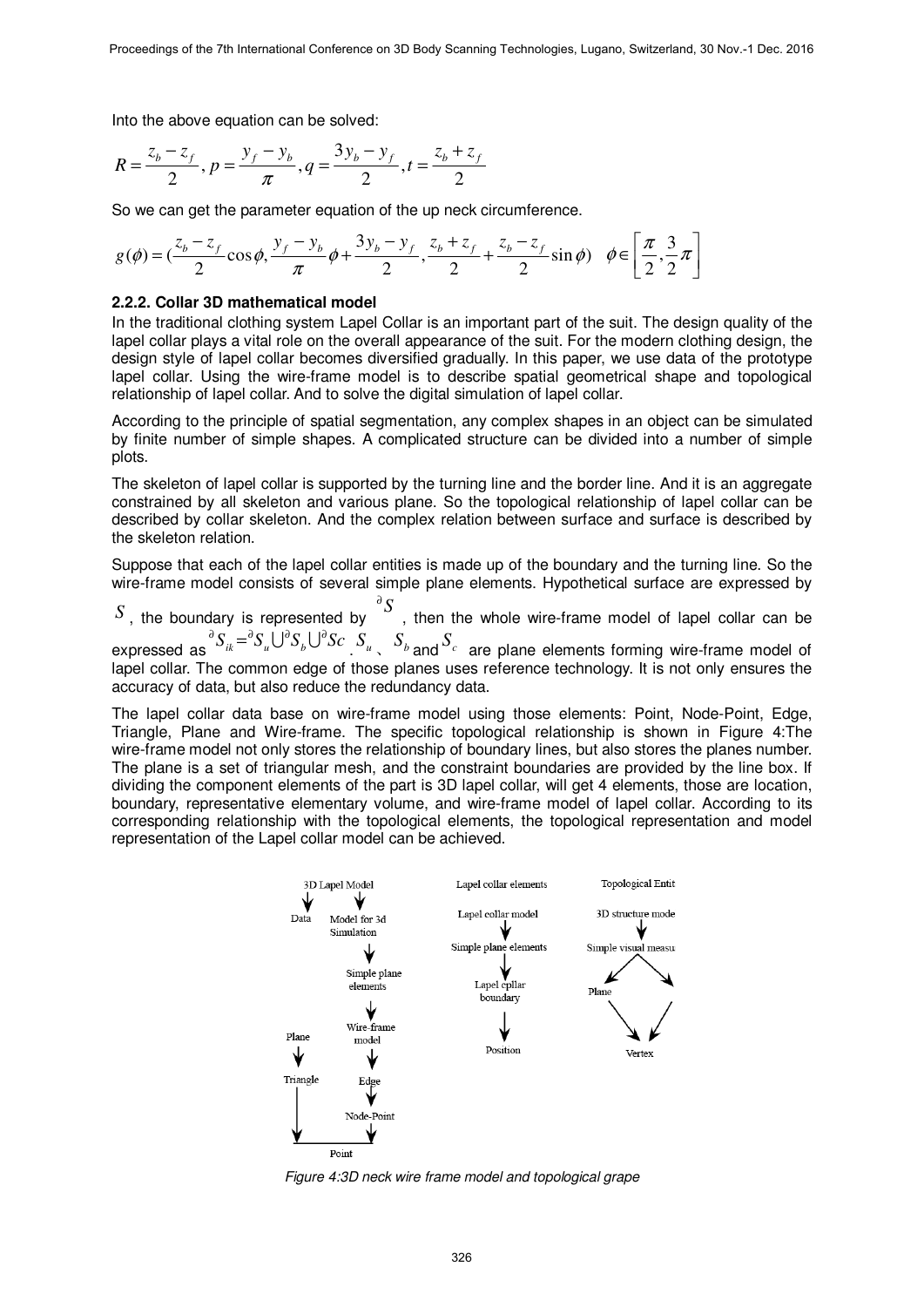Into the above equation can be solved:

$$R = \frac{z_b - z_f}{2}, p = \frac{y_f - y_b}{\pi}, q = \frac{3y_b - y_f}{2}, t = \frac{z_b + z_f}{2}$$

So we can get the parameter equation of the up neck circumference.

$$g(\phi) = (\frac{z_b - z_f}{2}\cos\phi, \frac{y_f - y_b}{\pi}\phi + \frac{3y_b - y_f}{2}, \frac{z_b + z_f}{2} + \frac{z_b - z_f}{2}\sin\phi) \quad \phi \in \left[\frac{\pi}{2}, \frac{3}{2}\pi\right]$$

### 2.2.2. Collar 3D mathematical model

In the traditional clothing system Lapel Collar is an important part of the suit. The design quality of the lapel collar plays a vital role on the overall appearance of the suit. For the modern clothing design, the design style of lapel collar becomes diversified gradually. In this paper, we use data of the prototype lapel collar. Using the wire-frame model is to describe spatial geometrical shape and topological relationship of lapel collar. And to solve the digital simulation of lapel collar.

According to the principle of spatial segmentation, any complex shapes in an object can be simulated by finite number of simple shapes. A complicated structure can be divided into a number of simple plots.

The skeleton of lapel collar is supported by the turning line and the border line. And it is an aggregate constrained by all skeleton and various plane. So the topological relationship of lapel collar can be described by collar skeleton. And the complex relation between surface and surface is described by the skeleton relation.

Suppose that each of the lapel collar entities is made up of the boundary and the turning line. So the wire-frame model consists of several simple plane elements. Hypothetical surface are expressed by $S$, the boundary is represented by $^{\partial}S$, then the whole wire-frame model of lapel collar can be expressed as $^{\partial}S_{ik} = {}^{\partial}S_u \bigcup {}^{\partial}S_b \bigcup {}^{\partial}Sc$. $S_u$、 $S_b$ and $S_c$ are plane elements forming wire-frame model of lapel collar. The common edge of those planes uses reference technology. It is not only ensures the accuracy of data, but also reduce the redundancy data.

The lapel collar data base on wire-frame model using those elements: Point, Node-Point, Edge, Triangle, Plane and Wire-frame. The specific topological relationship is shown in Figure 4:The wire-frame model not only stores the relationship of boundary lines, but also stores the planes number. The plane is a set of triangular mesh, and the constraint boundaries are provided by the line box. If dividing the component elements of the part is 3D lapel collar, will get 4 elements, those are location, boundary, representative elementary volume, and wire-frame model of lapel collar. According to its corresponding relationship with the topological elements, the topological representation and model representation of the Lapel collar model can be achieved.

*Figure 4:3D neck wire frame model and topological grape*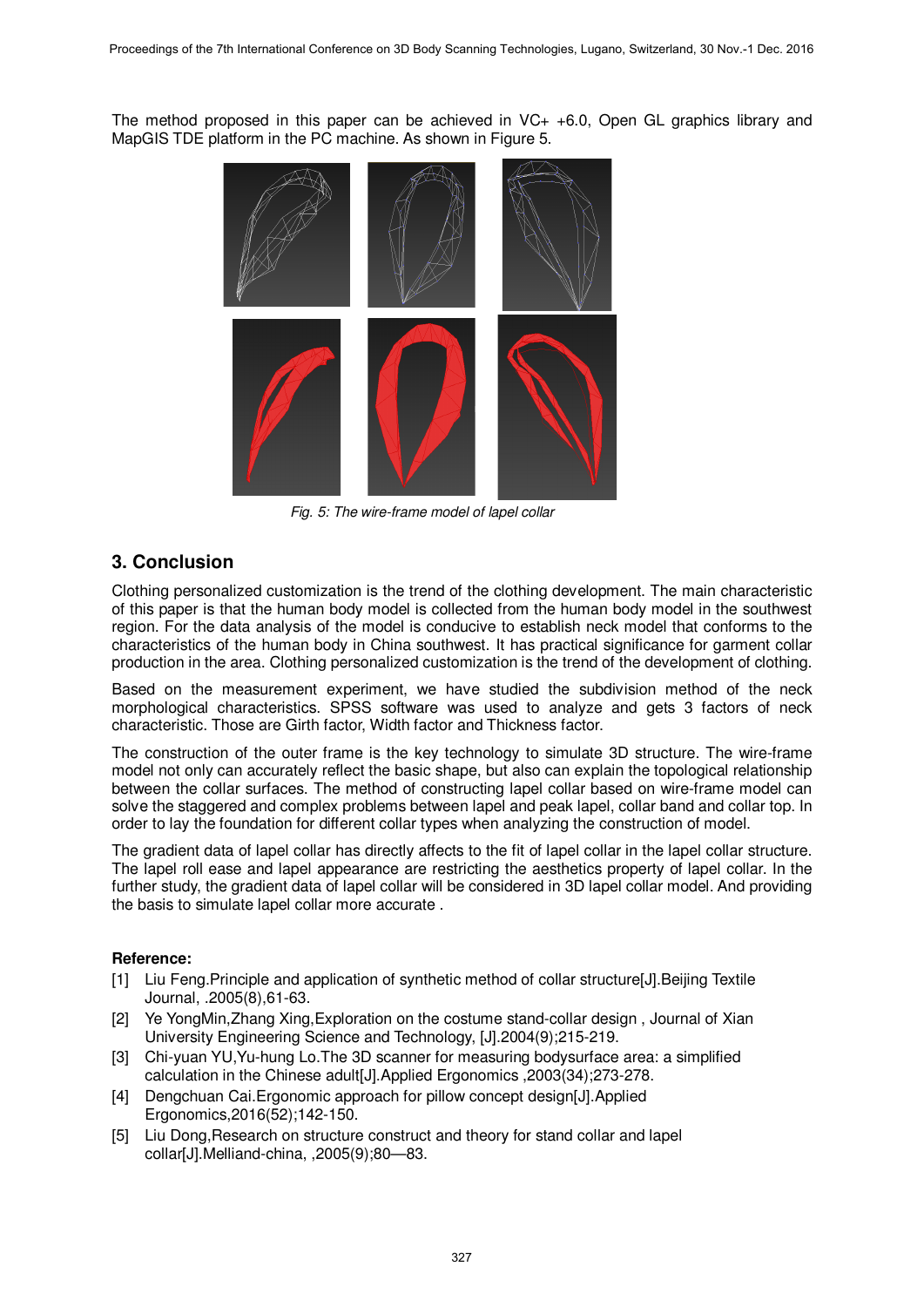The method proposed in this paper can be achieved in VC+ +6.0, Open GL graphics library and MapGIS TDE platform in the PC machine. As shown in Figure 5.

*Fig. 5: The wire-frame model of lapel collar*

## 3. Conclusion

Clothing personalized customization is the trend of the clothing development. The main characteristic of this paper is that the human body model is collected from the human body model in the southwest region. For the data analysis of the model is conducive to establish neck model that conforms to the characteristics of the human body in China southwest. It has practical significance for garment collar production in the area. Clothing personalized customization is the trend of the development of clothing.

Based on the measurement experiment, we have studied the subdivision method of the neck morphological characteristics. SPSS software was used to analyze and gets 3 factors of neck characteristic. Those are Girth factor, Width factor and Thickness factor.

The construction of the outer frame is the key technology to simulate 3D structure. The wire-frame model not only can accurately reflect the basic shape, but also can explain the topological relationship between the collar surfaces. The method of constructing lapel collar based on wire-frame model can solve the staggered and complex problems between lapel and peak lapel, collar band and collar top. In order to lay the foundation for different collar types when analyzing the construction of model.

The gradient data of lapel collar has directly affects to the fit of lapel collar in the lapel collar structure. The lapel roll ease and lapel appearance are restricting the aesthetics property of lapel collar. In the further study, the gradient data of lapel collar will be considered in 3D lapel collar model. And providing the basis to simulate lapel collar more accurate .

**Reference:**

[1] Liu Feng.Principle and application of synthetic method of collar structure[J].Beijing Textile Journal, .2005(8),61-63.

[2] Ye YongMin,Zhang Xing,Exploration on the costume stand-collar design , Journal of Xian University Engineering Science and Technology, [J].2004(9);215-219.

[3] Chi-yuan YU,Yu-hung Lo.The 3D scanner for measuring bodysurface area: a simplified calculation in the Chinese adult[J].Applied Ergonomics ,2003(34);273-278.

[4] Dengchuan Cai.Ergonomic approach for pillow concept design[J].Applied Ergonomics,2016(52);142-150.

[5] Liu Dong,Research on structure construct and theory for stand collar and lapel collar[J].Melliand-china, ,2005(9);80—83.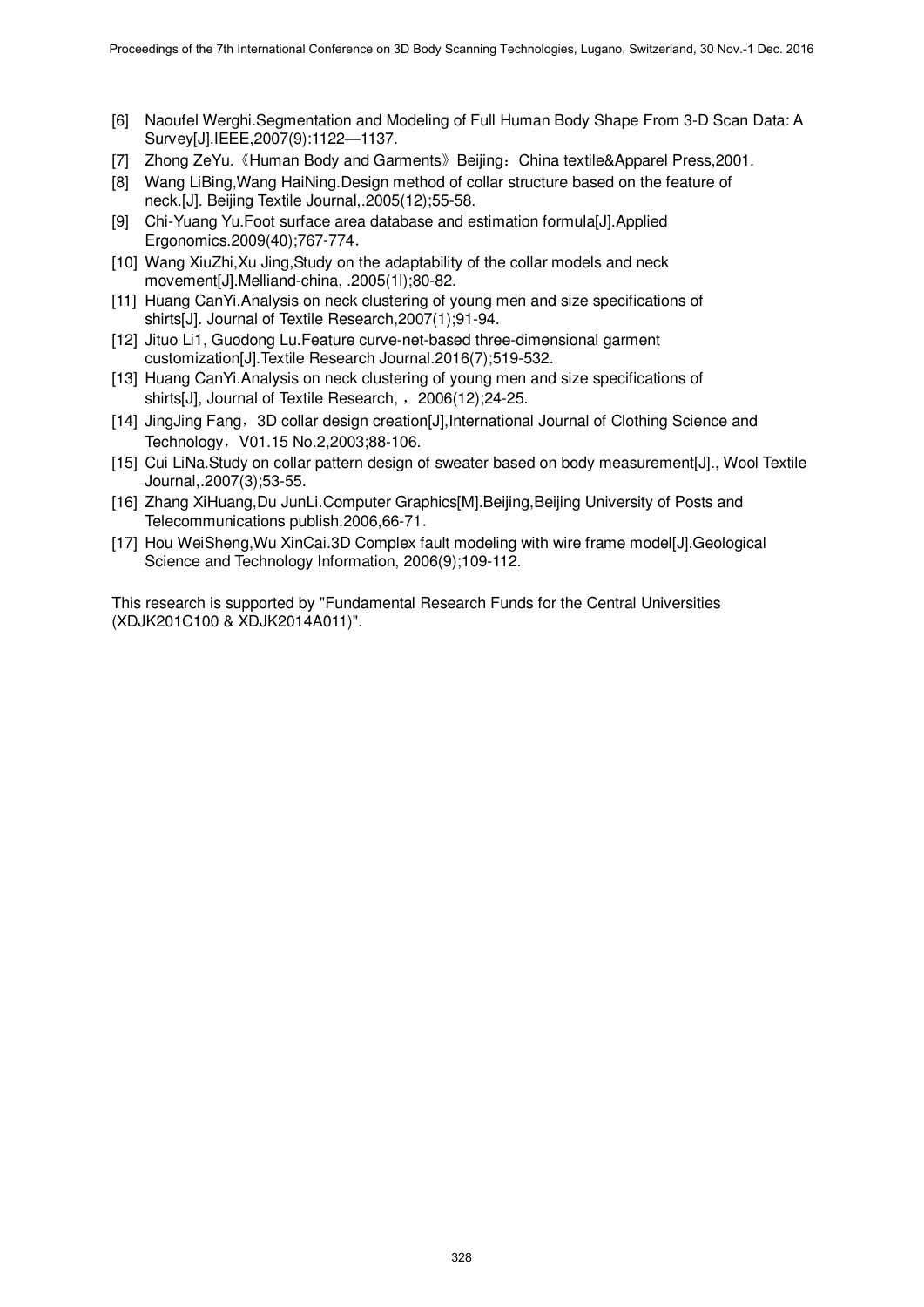[6] Naoufel Werghi.Segmentation and Modeling of Full Human Body Shape From 3-D Scan Data: A Survey[J].IEEE,2007(9):1122—1137.

[7] Zhong ZeYu.《Human Body and Garments》Beijing：China textile&Apparel Press,2001.

[8] Wang LiBing,Wang HaiNing.Design method of collar structure based on the feature of neck.[J]. Beijing Textile Journal,.2005(12);55-58.

[9] Chi-Yuang Yu.Foot surface area database and estimation formula[J].Applied Ergonomics.2009(40);767-774.

[10] Wang XiuZhi,Xu Jing,Study on the adaptability of the collar models and neck movement[J].Melliand-china, .2005(1l);80-82.

[11] Huang CanYi.Analysis on neck clustering of young men and size specifications of shirts[J]. Journal of Textile Research,2007(1);91-94.

[12] Jituo Li1, Guodong Lu.Feature curve-net-based three-dimensional garment customization[J].Textile Research Journal.2016(7);519-532.

[13] Huang CanYi.Analysis on neck clustering of young men and size specifications of shirts[J], Journal of Textile Research, ，2006(12);24-25.

[14] JingJing Fang，3D collar design creation[J],International Journal of Clothing Science and Technology，V01.15 No.2,2003;88-106.

[15] Cui LiNa.Study on collar pattern design of sweater based on body measurement[J]., Wool Textile Journal,.2007(3);53-55.

[16] Zhang XiHuang,Du JunLi.Computer Graphics[M].Beijing,Beijing University of Posts and Telecommunications publish.2006,66-71.

[17] Hou WeiSheng,Wu XinCai.3D Complex fault modeling with wire frame model[J].Geological Science and Technology Information, 2006(9);109-112.

This research is supported by "Fundamental Research Funds for the Central Universities (XDJK201C100 & XDJK2014A011)".